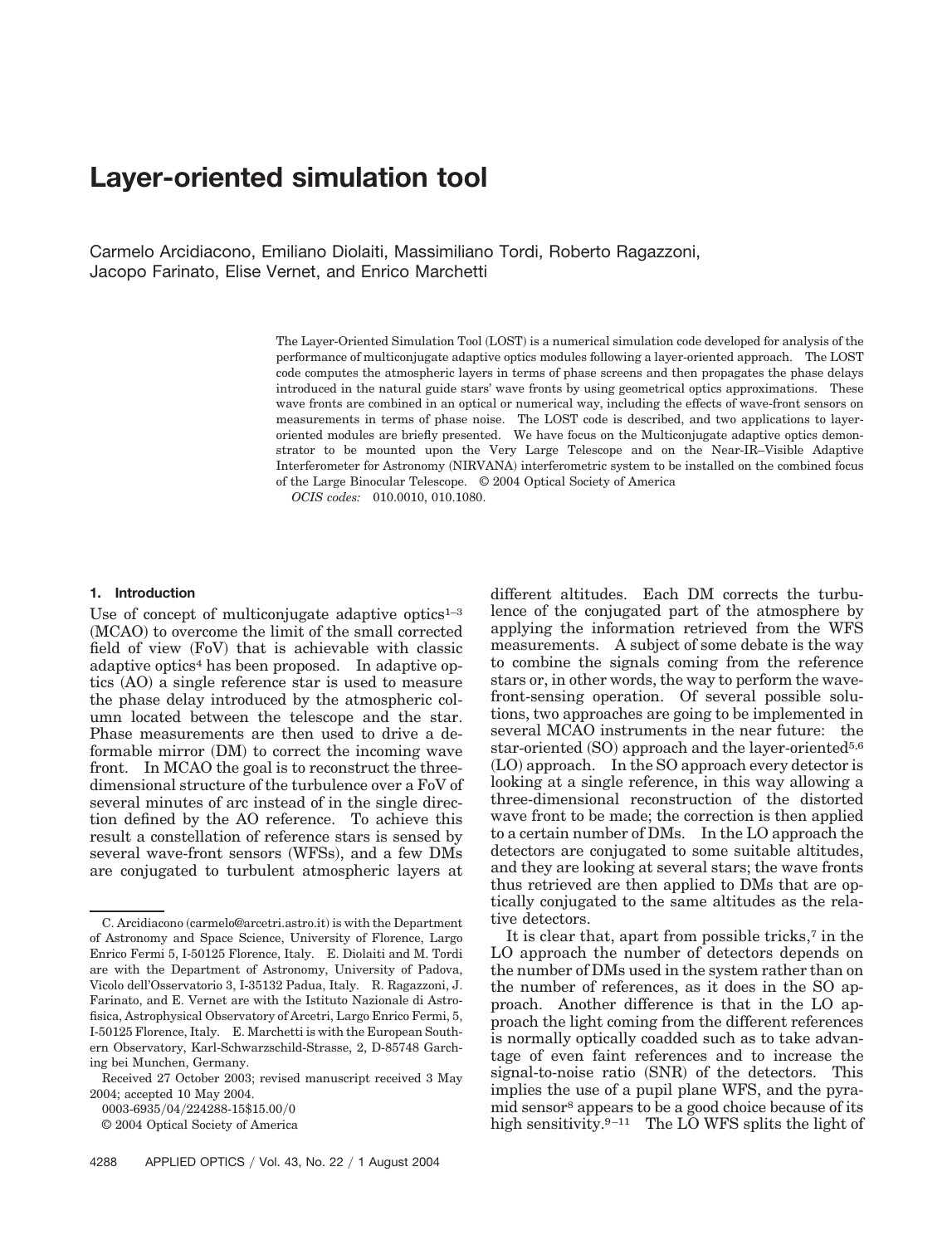# Layer-oriented simulation tool

Carmelo Arcidiacono, Emiliano Diolaiti, Massimiliano Tordi, Roberto Ragazzoni, Jacopo Farinato, Elise Vernet, and Enrico Marchetti

The Layer-Oriented Simulation Tool (LOST) is a numerical simulation code developed for analysis of the performance of multiconjugate adaptive optics modules following a layer-oriented approach. The LOST code computes the atmospheric layers in terms of phase screens and then propagates the phase delays introduced in the natural guide stars' wave fronts by using geometrical optics approximations. These wave fronts are combined in an optical or numerical way, including the effects of wave-front sensors on measurements in terms of phase noise. The LOST code is described, and two applications to layer-oriented modules are briefly presented. We have focus on the Multiconjugate adaptive optics demonstrator to be mounted upon the Very Large Telescope and on the Near-IR–Visible Adaptive Interferometer for Astronomy (NIRVANA) interferometric system to be installed on the combined focus of the Large Binocular Telescope. © 2004 Optical Society of America

*OCIS codes:* 010.0010, 010.1080.

## 1. Introduction

Use of concept of multiconjugate adaptive optics[1–3] (MCAO) to overcome the limit of the small corrected field of view (FoV) that is achievable with classic adaptive optics[4] has been proposed. In adaptive optics (AO) a single reference star is used to measure the phase delay introduced by the atmospheric column located between the telescope and the star. Phase measurements are then used to drive a deformable mirror (DM) to correct the incoming wave front. In MCAO the goal is to reconstruct the three-dimensional structure of the turbulence over a FoV of several minutes of arc instead of in the single direction defined by the AO reference. To achieve this result a constellation of reference stars is sensed by several wave-front sensors (WFSs), and a few DMs are conjugated to turbulent atmospheric layers at different altitudes. Each DM corrects the turbulence of the conjugated part of the atmosphere by applying the information retrieved from the WFS measurements. A subject of some debate is the way to combine the signals coming from the reference stars or, in other words, the way to perform the wave-front-sensing operation. Of several possible solutions, two approaches are going to be implemented in several MCAO instruments in the near future: the star-oriented (SO) approach and the layer-oriented[5,6] (LO) approach. In the SO approach every detector is looking at a single reference, in this way allowing a three-dimensional reconstruction of the distorted wave front to be made; the correction is then applied to a certain number of DMs. In the LO approach the detectors are conjugated to some suitable altitudes, and they are looking at several stars; the wave fronts thus retrieved are then applied to DMs that are optically conjugated to the same altitudes as the relative detectors.

It is clear that, apart from possible tricks,[7] in the LO approach the number of detectors depends on the number of DMs used in the system rather than on the number of references, as it does in the SO approach. Another difference is that in the LO approach the light coming from the different references is normally optically coadded such as to take advantage of even faint references and to increase the signal-to-noise ratio (SNR) of the detectors. This implies the use of a pupil plane WFS, and the pyramid sensor[8] appears to be a good choice because of its high sensitivity.[9–11] The LO WFS splits the light of

C. Arcidiacono (carmelo@arcetri.astro.it) is with the Department of Astronomy and Space Science, University of Florence, Largo Enrico Fermi 5, I-50125 Florence, Italy. E. Diolaiti and M. Tordi are with the Department of Astronomy, University of Padova, Vicolo dell'Osservatorio 3, I-35132 Padua, Italy. R. Ragazzoni, J. Farinato, and E. Vernet are with the Istituto Nazionale di Astrofisica, Astrophysical Observatory of Arcetri, Largo Enrico Fermi, 5, I-50125 Florence, Italy. E. Marchetti is with the European Southern Observatory, Karl-Schwarzschild-Strasse, 2, D-85748 Garching bei Munchen, Germany.

Received 27 October 2003; revised manuscript received 3 May 2004; accepted 10 May 2004.

0003-6935/04/224288-15$15.00/0

© 2004 Optical Society of America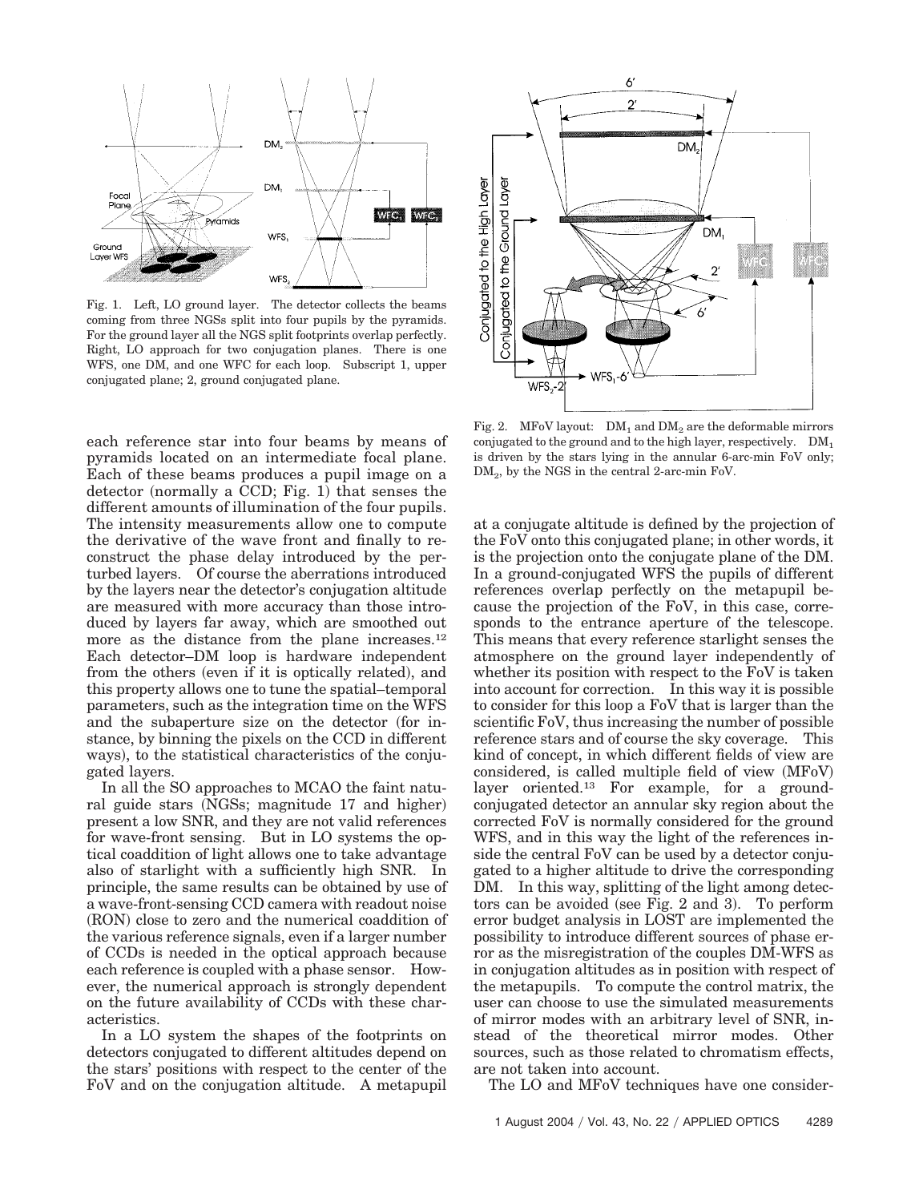Fig. 1. Left, LO ground layer. The detector collects the beams coming from three NGSs split into four pupils by the pyramids. For the ground layer all the NGS split footprints overlap perfectly. Right, LO approach for two conjugation planes. There is one WFS, one DM, and one WFC for each loop. Subscript 1, upper conjugated plane; 2, ground conjugated plane.

each reference star into four beams by means of pyramids located on an intermediate focal plane. Each of these beams produces a pupil image on a detector (normally a CCD; Fig. 1) that senses the different amounts of illumination of the four pupils. The intensity measurements allow one to compute the derivative of the wave front and finally to reconstruct the phase delay introduced by the perturbed layers. Of course the aberrations introduced by the layers near the detector's conjugation altitude are measured with more accuracy than those introduced by layers far away, which are smoothed out more as the distance from the plane increases.[12] Each detector–DM loop is hardware independent from the others (even if it is optically related), and this property allows one to tune the spatial–temporal parameters, such as the integration time on the WFS and the subaperture size on the detector (for instance, by binning the pixels on the CCD in different ways), to the statistical characteristics of the conjugated layers.

In all the SO approaches to MCAO the faint natural guide stars (NGSs; magnitude 17 and higher) present a low SNR, and they are not valid references for wave-front sensing. But in LO systems the optical coaddition of light allows one to take advantage also of starlight with a sufficiently high SNR. In principle, the same results can be obtained by use of a wave-front-sensing CCD camera with readout noise (RON) close to zero and the numerical coaddition of the various reference signals, even if a larger number of CCDs is needed in the optical approach because each reference is coupled with a phase sensor. However, the numerical approach is strongly dependent on the future availability of CCDs with these characteristics.

In a LO system the shapes of the footprints on detectors conjugated to different altitudes depend on the stars' positions with respect to the center of the FoV and on the conjugation altitude. A metapupil at a conjugate altitude is defined by the projection of the FoV onto this conjugated plane; in other words, it is the projection onto the conjugate plane of the DM. In a ground-conjugated WFS the pupils of different references overlap perfectly on the metapupil because the projection of the FoV, in this case, corresponds to the entrance aperture of the telescope. This means that every reference starlight senses the atmosphere on the ground layer independently of whether its position with respect to the FoV is taken into account for correction. In this way it is possible to consider for this loop a FoV that is larger than the scientific FoV, thus increasing the number of possible reference stars and of course the sky coverage. This kind of concept, in which different fields of view are considered, is called multiple field of view (MFoV) layer oriented.[13] For example, for a ground-conjugated detector an annular sky region about the corrected FoV is normally considered for the ground WFS, and in this way the light of the references inside the central FoV can be used by a detector conjugated to a higher altitude to drive the corresponding DM. In this way, splitting of the light among detectors can be avoided (see Fig. 2 and 3). To perform error budget analysis in LOST are implemented the possibility to introduce different sources of phase error as the misregistration of the couples DM-WFS as in conjugation altitudes as in position with respect of the metapupils. To compute the control matrix, the user can choose to use the simulated measurements of mirror modes with an arbitrary level of SNR, instead of the theoretical mirror modes. Other sources, such as those related to chromatism effects, are not taken into account.

Fig. 2. MFoV layout: $DM_1$ and $DM_2$ are the deformable mirrors conjugated to the ground and to the high layer, respectively. $DM_1$ is driven by the stars lying in the annular 6-arc-min FoV only; $DM_2$, by the NGS in the central 2-arc-min FoV.

The LO and MFoV techniques have one consider-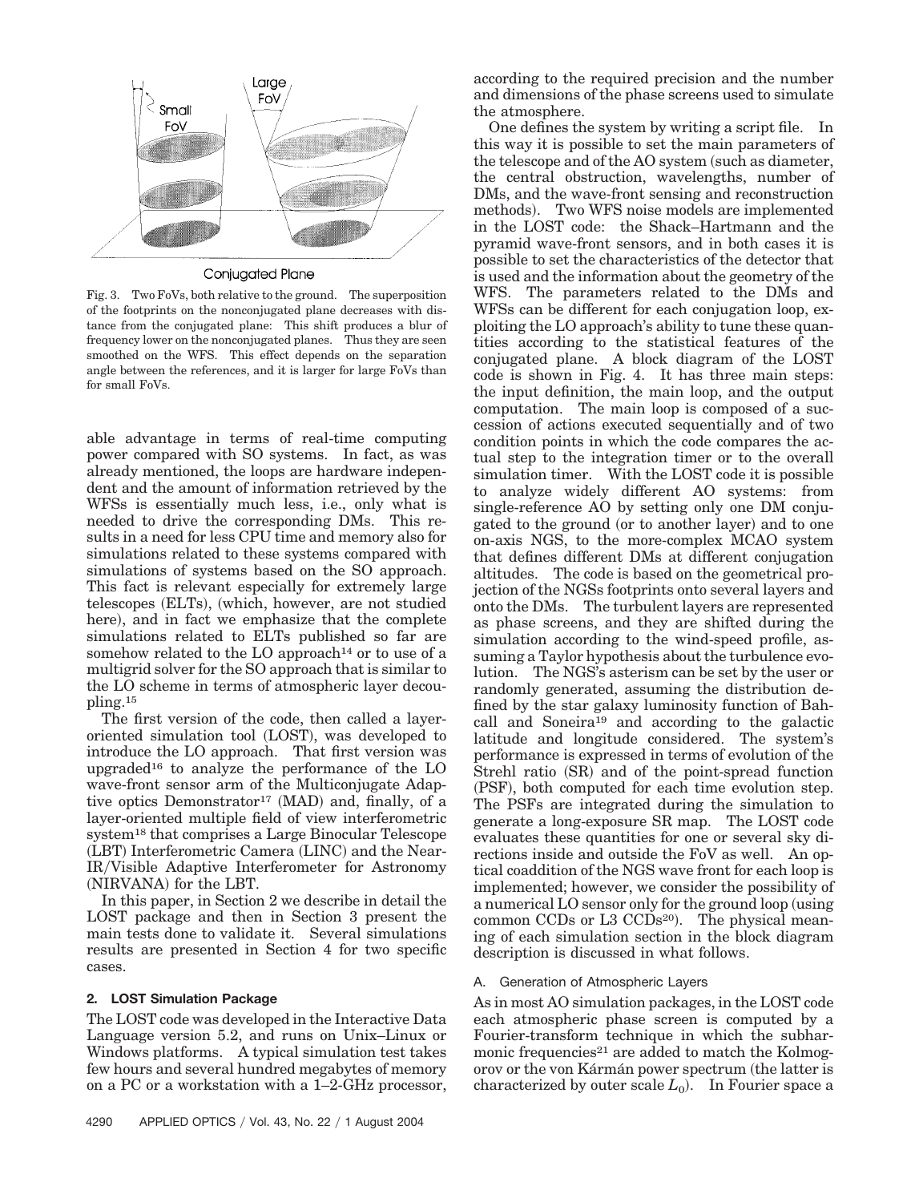Fig. 3. Two FoVs, both relative to the ground. The superposition of the footprints on the nonconjugated plane decreases with distance from the conjugated plane: This shift produces a blur of frequency lower on the nonconjugated planes. Thus they are seen smoothed on the WFS. This effect depends on the separation angle between the references, and it is larger for large FoVs than for small FoVs.

able advantage in terms of real-time computing power compared with SO systems. In fact, as was already mentioned, the loops are hardware independent and the amount of information retrieved by the WFSs is essentially much less, i.e., only what is needed to drive the corresponding DMs. This results in a need for less CPU time and memory also for simulations related to these systems compared with simulations of systems based on the SO approach. This fact is relevant especially for extremely large telescopes (ELTs), (which, however, are not studied here), and in fact we emphasize that the complete simulations related to ELTs published so far are somehow related to the LO approach[14] or to use of a multigrid solver for the SO approach that is similar to the LO scheme in terms of atmospheric layer decoupling.[15]

The first version of the code, then called a layer-oriented simulation tool (LOST), was developed to introduce the LO approach. That first version was upgraded[16] to analyze the performance of the LO wave-front sensor arm of the Multiconjugate Adaptive optics Demonstrator[17] (MAD) and, finally, of a layer-oriented multiple field of view interferometric system[18] that comprises a Large Binocular Telescope (LBT) Interferometric Camera (LINC) and the Near-IR/Visible Adaptive Interferometer for Astronomy (NIRVANA) for the LBT.

In this paper, in Section 2 we describe in detail the LOST package and then in Section 3 present the main tests done to validate it. Several simulations results are presented in Section 4 for two specific cases.

## 2. LOST Simulation Package

The LOST code was developed in the Interactive Data Language version 5.2, and runs on Unix–Linux or Windows platforms. A typical simulation test takes few hours and several hundred megabytes of memory on a PC or a workstation with a 1–2-GHz processor, according to the required precision and the number and dimensions of the phase screens used to simulate the atmosphere.

One defines the system by writing a script file. In this way it is possible to set the main parameters of the telescope and of the AO system (such as diameter, the central obstruction, wavelengths, number of DMs, and the wave-front sensing and reconstruction methods). Two WFS noise models are implemented in the LOST code: the Shack–Hartmann and the pyramid wave-front sensors, and in both cases it is possible to set the characteristics of the detector that is used and the information about the geometry of the WFS. The parameters related to the DMs and WFSs can be different for each conjugation loop, exploiting the LO approach's ability to tune these quantities according to the statistical features of the conjugated plane. A block diagram of the LOST code is shown in Fig. 4. It has three main steps: the input definition, the main loop, and the output computation. The main loop is composed of a succession of actions executed sequentially and of two condition points in which the code compares the actual step to the integration timer or to the overall simulation timer. With the LOST code it is possible to analyze widely different AO systems: from single-reference AO by setting only one DM conjugated to the ground (or to another layer) and to one on-axis NGS, to the more-complex MCAO system that defines different DMs at different conjugation altitudes. The code is based on the geometrical projection of the NGSs footprints onto several layers and onto the DMs. The turbulent layers are represented as phase screens, and they are shifted during the simulation according to the wind-speed profile, assuming a Taylor hypothesis about the turbulence evolution. The NGS's asterism can be set by the user or randomly generated, assuming the distribution defined by the star galaxy luminosity function of Bahcall and Soneira[19] and according to the galactic latitude and longitude considered. The system's performance is expressed in terms of evolution of the Strehl ratio (SR) and of the point-spread function (PSF), both computed for each time evolution step. The PSFs are integrated during the simulation to generate a long-exposure SR map. The LOST code evaluates these quantities for one or several sky directions inside and outside the FoV as well. An optical coaddition of the NGS wave front for each loop is implemented; however, we consider the possibility of a numerical LO sensor only for the ground loop (using common CCDs or L3 CCDs[20]). The physical meaning of each simulation section in the block diagram description is discussed in what follows.

### A. Generation of Atmospheric Layers

As in most AO simulation packages, in the LOST code each atmospheric phase screen is computed by a Fourier-transform technique in which the subharmonic frequencies[21] are added to match the Kolmogorov or the von Kármán power spectrum (the latter is characterized by outer scale $L_0$). In Fourier space a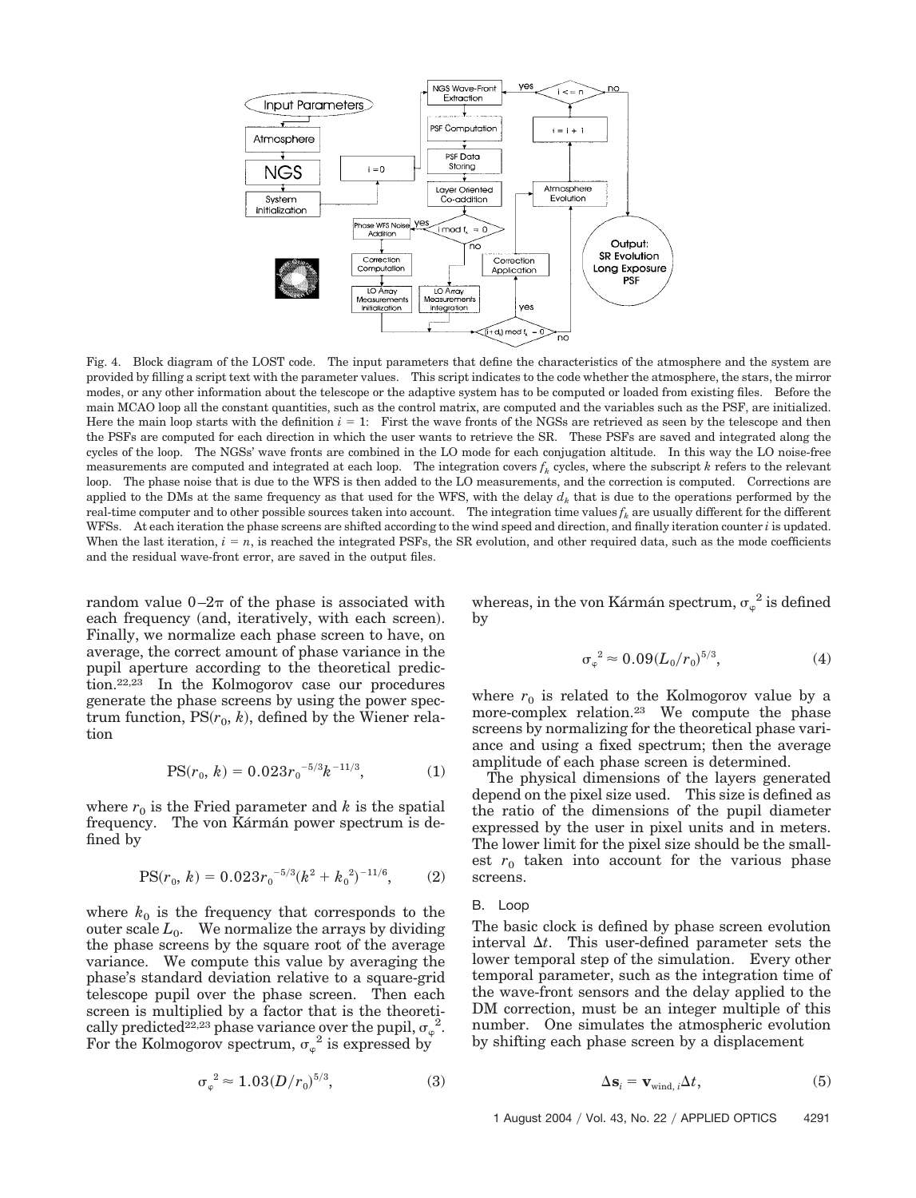Fig. 4. Block diagram of the LOST code. The input parameters that define the characteristics of the atmosphere and the system are provided by filling a script text with the parameter values. This script indicates to the code whether the atmosphere, the stars, the mirror modes, or any other information about the telescope or the adaptive system has to be computed or loaded from existing files. Before the main MCAO loop all the constant quantities, such as the control matrix, are computed and the variables such as the PSF, are initialized. Here the main loop starts with the definition $i = 1$: First the wave fronts of the NGSs are retrieved as seen by the telescope and then the PSFs are computed for each direction in which the user wants to retrieve the SR. These PSFs are saved and integrated along the cycles of the loop. The NGSs' wave fronts are combined in the LO mode for each conjugation altitude. In this way the LO noise-free measurements are computed and integrated at each loop. The integration covers $f_k$ cycles, where the subscript $k$ refers to the relevant loop. The phase noise that is due to the WFS is then added to the LO measurements, and the correction is computed. Corrections are applied to the DMs at the same frequency as that used for the WFS, with the delay $d_k$ that is due to the operations performed by the real-time computer and to other possible sources taken into account. The integration time values $f_k$ are usually different for the different WFSs. At each iteration the phase screens are shifted according to the wind speed and direction, and finally iteration counter $i$ is updated. When the last iteration, $i = n$, is reached the integrated PSFs, the SR evolution, and other required data, such as the mode coefficients and the residual wave-front error, are saved in the output files.

random value $0$–$2\pi$ of the phase is associated with each frequency (and, iteratively, with each screen). Finally, we normalize each phase screen to have, on average, the correct amount of phase variance in the pupil aperture according to the theoretical prediction.[22,23] In the Kolmogorov case our procedures generate the phase screens by using the power spectrum function, $\mathrm{PS}(r_0, k)$, defined by the Wiener relation

$$\mathrm{PS}(r_0, k) = 0.023 r_0^{-5/3} k^{-11/3}, \tag{1}$$

where $r_0$ is the Fried parameter and $k$ is the spatial frequency. The von Kármán power spectrum is defined by

$$\mathrm{PS}(r_0, k) = 0.023 r_0^{-5/3} (k^2 + k_0^2)^{-11/6}, \tag{2}$$

where $k_0$ is the frequency that corresponds to the outer scale $L_0$. We normalize the arrays by dividing the phase screens by the square root of the average variance. We compute this value by averaging the phase's standard deviation relative to a square-grid telescope pupil over the phase screen. Then each screen is multiplied by a factor that is the theoretically predicted[22,23] phase variance over the pupil, $\sigma_\varphi^2$. For the Kolmogorov spectrum, $\sigma_\varphi^2$ is expressed by

$$\sigma_\varphi^2 \approx 1.03 (D/r_0)^{5/3}, \tag{3}$$

whereas, in the von Kármán spectrum, $\sigma_\varphi^2$ is defined by

$$\sigma_\varphi^2 \approx 0.09 (L_0/r_0)^{5/3}, \tag{4}$$

where $r_0$ is related to the Kolmogorov value by a more-complex relation.[23] We compute the phase screens by normalizing for the theoretical phase variance and using a fixed spectrum; then the average amplitude of each phase screen is determined.

The physical dimensions of the layers generated depend on the pixel size used. This size is defined as the ratio of the dimensions of the pupil diameter expressed by the user in pixel units and in meters. The lower limit for the pixel size should be the smallest $r_0$ taken into account for the various phase screens.

### B. Loop

The basic clock is defined by phase screen evolution interval $\Delta t$. This user-defined parameter sets the lower temporal step of the simulation. Every other temporal parameter, such as the integration time of the wave-front sensors and the delay applied to the DM correction, must be an integer multiple of this number. One simulates the atmospheric evolution by shifting each phase screen by a displacement

$$\Delta \mathbf{s}_i = \mathbf{v}_{\mathrm{wind},\, i} \Delta t, \tag{5}$$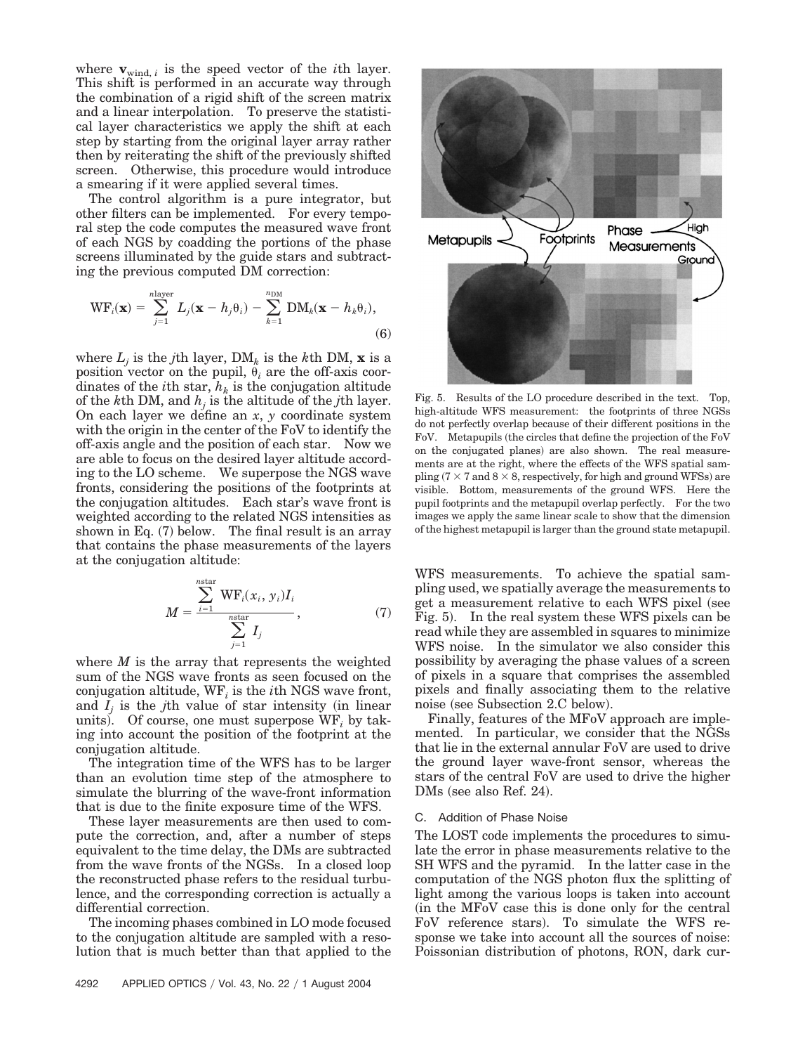where $\mathbf{v}_{\text{wind},\,i}$ is the speed vector of the $i$th layer. This shift is performed in an accurate way through the combination of a rigid shift of the screen matrix and a linear interpolation. To preserve the statistical layer characteristics we apply the shift at each step by starting from the original layer array rather then by reiterating the shift of the previously shifted screen. Otherwise, this procedure would introduce a smearing if it were applied several times.

The control algorithm is a pure integrator, but other filters can be implemented. For every temporal step the code computes the measured wave front of each NGS by coadding the portions of the phase screens illuminated by the guide stars and subtracting the previous computed DM correction:

$$\text{WF}_i(\mathbf{x}) = \sum_{j=1}^{n\text{layer}} L_j(\mathbf{x} - h_j\theta_i) - \sum_{k=1}^{n_{\text{DM}}} \text{DM}_k(\mathbf{x} - h_k\theta_i), \tag{6}$$

where $L_j$ is the $j$th layer, $\text{DM}_k$ is the $k$th DM, $\mathbf{x}$ is a position vector on the pupil, $\theta_i$ are the off-axis coordinates of the $i$th star, $h_k$ is the conjugation altitude of the $k$th DM, and $h_j$ is the altitude of the $j$th layer. On each layer we define an $x$, $y$ coordinate system with the origin in the center of the FoV to identify the off-axis angle and the position of each star. Now we are able to focus on the desired layer altitude according to the LO scheme. We superpose the NGS wave fronts, considering the positions of the footprints at the conjugation altitudes. Each star's wave front is weighted according to the related NGS intensities as shown in Eq. (7) below. The final result is an array that contains the phase measurements of the layers at the conjugation altitude:

$$M = \frac{\sum_{i=1}^{n\text{star}} \text{WF}_i(x_i, y_i) I_i}{\sum_{j=1}^{n\text{star}} I_j}, \tag{7}$$

where $M$ is the array that represents the weighted sum of the NGS wave fronts as seen focused on the conjugation altitude, $\text{WF}_i$ is the $i$th NGS wave front, and $I_j$ is the $j$th value of star intensity (in linear units). Of course, one must superpose $\text{WF}_i$ by taking into account the position of the footprint at the conjugation altitude.

The integration time of the WFS has to be larger than an evolution time step of the atmosphere to simulate the blurring of the wave-front information that is due to the finite exposure time of the WFS.

These layer measurements are then used to compute the correction, and, after a number of steps equivalent to the time delay, the DMs are subtracted from the wave fronts of the NGSs. In a closed loop the reconstructed phase refers to the residual turbulence, and the corresponding correction is actually a differential correction.

The incoming phases combined in LO mode focused to the conjugation altitude are sampled with a resolution that is much better than that applied to the WFS measurements. To achieve the spatial sampling used, we spatially average the measurements to get a measurement relative to each WFS pixel (see Fig. 5). In the real system these WFS pixels can be read while they are assembled in squares to minimize WFS noise. In the simulator we also consider this possibility by averaging the phase values of a screen of pixels in a square that comprises the assembled pixels and finally associating them to the relative noise (see Subsection 2.C below).

Finally, features of the MFoV approach are implemented. In particular, we consider that the NGSs that lie in the external annular FoV are used to drive the ground layer wave-front sensor, whereas the stars of the central FoV are used to drive the higher DMs (see also Ref. 24).

Fig. 5. Results of the LO procedure described in the text. Top, high-altitude WFS measurement: the footprints of three NGSs do not perfectly overlap because of their different positions in the FoV. Metapupils (the circles that define the projection of the FoV on the conjugated planes) are also shown. The real measurements are at the right, where the effects of the WFS spatial sampling ($7 \times 7$ and $8 \times 8$, respectively, for high and ground WFSs) are visible. Bottom, measurements of the ground WFS. Here the pupil footprints and the metapupil overlap perfectly. For the two images we apply the same linear scale to show that the dimension of the highest metapupil is larger than the ground state metapupil.

### C. Addition of Phase Noise

The LOST code implements the procedures to simulate the error in phase measurements relative to the SH WFS and the pyramid. In the latter case in the computation of the NGS photon flux the splitting of light among the various loops is taken into account (in the MFoV case this is done only for the central FoV reference stars). To simulate the WFS response we take into account all the sources of noise: Poissonian distribution of photons, RON, dark cur-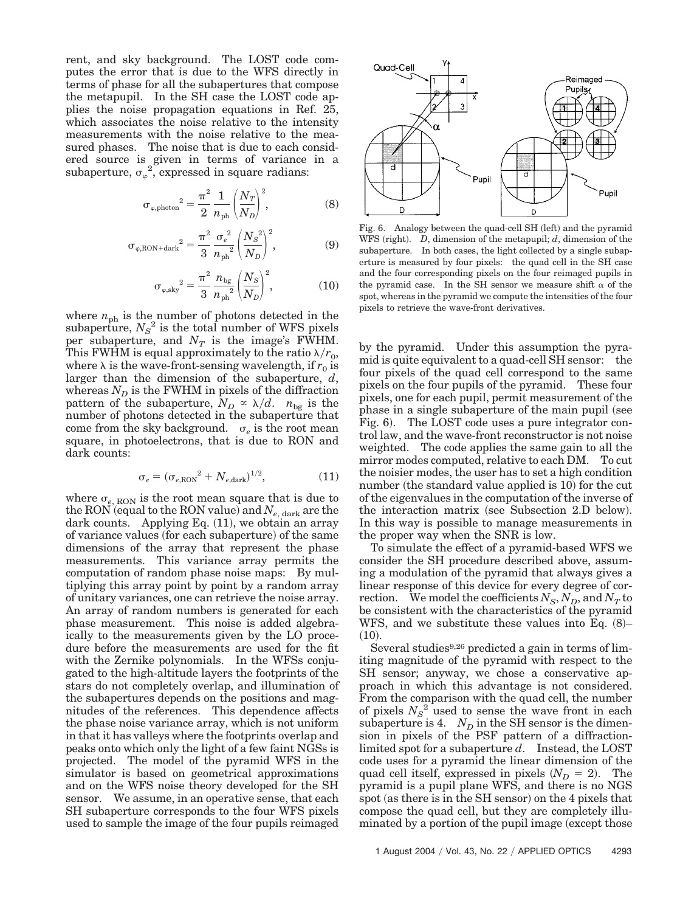rent, and sky background. The LOST code computes the error that is due to the WFS directly in terms of phase for all the subapertures that compose the metapupil. In the SH case the LOST code applies the noise propagation equations in Ref. 25, which associates the noise relative to the intensity measurements with the noise relative to the measured phases. The noise that is due to each considered source is given in terms of variance in a subaperture, $\sigma_\varphi{}^2$, expressed in square radians:

$$\sigma_{\varphi,\text{photon}}{}^2 = \frac{\pi^2}{2}\frac{1}{n_{\text{ph}}}\left(\frac{N_T}{N_D}\right)^2, \tag{8}$$

$$\sigma_{\varphi,\text{RON+dark}}{}^2 = \frac{\pi^2}{3}\frac{\sigma_e{}^2}{n_{\text{ph}}{}^2}\left(\frac{N_S{}^2}{N_D}\right)^2, \tag{9}$$

$$\sigma_{\varphi,\text{sky}}{}^2 = \frac{\pi^2}{3}\frac{n_{\text{bg}}}{n_{\text{ph}}{}^2}\left(\frac{N_S}{N_D}\right)^2, \tag{10}$$

where $n_{\text{ph}}$ is the number of photons detected in the subaperture, $N_S{}^2$ is the total number of WFS pixels per subaperture, and $N_T$ is the image's FWHM. This FWHM is equal approximately to the ratio $\lambda/r_0$, where $\lambda$ is the wave-front-sensing wavelength, if $r_0$ is larger than the dimension of the subaperture, $d$, whereas $N_D$ is the FWHM in pixels of the diffraction pattern of the subaperture, $N_D \propto \lambda/d$. $n_{\text{bg}}$ is the number of photons detected in the subaperture that come from the sky background. $\sigma_e$ is the root mean square, in photoelectrons, that is due to RON and dark counts:

$$\sigma_e = (\sigma_{e,\text{RON}}{}^2 + N_{e,\text{dark}})^{1/2}, \tag{11}$$

where $\sigma_{e,\text{ RON}}$ is the root mean square that is due to the RON (equal to the RON value) and $N_{e,\text{ dark}}$ are the dark counts. Applying Eq. (11), we obtain an array of variance values (for each subaperture) of the same dimensions of the array that represent the phase measurements. This variance array permits the computation of random phase noise maps: By multiplying this array point by point by a random array of unitary variances, one can retrieve the noise array. An array of random numbers is generated for each phase measurement. This noise is added algebraically to the measurements given by the LO procedure before the measurements are used for the fit with the Zernike polynomials. In the WFSs conjugated to the high-altitude layers the footprints of the stars do not completely overlap, and illumination of the subapertures depends on the positions and magnitudes of the references. This dependence affects the phase noise variance array, which is not uniform in that it has valleys where the footprints overlap and peaks onto which only the light of a few faint NGSs is projected. The model of the pyramid WFS in the simulator is based on geometrical approximations and on the WFS noise theory developed for the SH sensor. We assume, in an operative sense, that each SH subaperture corresponds to the four WFS pixels used to sample the image of the four pupils reimaged by the pyramid. Under this assumption the pyramid is quite equivalent to a quad-cell SH sensor: the four pixels of the quad cell correspond to the same pixels on the four pupils of the pyramid. These four pixels, one for each pupil, permit measurement of the phase in a single subaperture of the main pupil (see Fig. 6). The LOST code uses a pure integrator control law, and the wave-front reconstructor is not noise weighted. The code applies the same gain to all the mirror modes computed, relative to each DM. To cut the noisier modes, the user has to set a high condition number (the standard value applied is 10) for the cut of the eigenvalues in the computation of the inverse of the interaction matrix (see Subsection 2.D below). In this way is possible to manage measurements in the proper way when the SNR is low.

Fig. 6. Analogy between the quad-cell SH (left) and the pyramid WFS (right). $D$, dimension of the metapupil; $d$, dimension of the subaperture. In both cases, the light collected by a single subaperture is measured by four pixels: the quad cell in the SH case and the four corresponding pixels on the four reimaged pupils in the pyramid case. In the SH sensor we measure shift $\alpha$ of the spot, whereas in the pyramid we compute the intensities of the four pixels to retrieve the wave-front derivatives.

To simulate the effect of a pyramid-based WFS we consider the SH procedure described above, assuming a modulation of the pyramid that always gives a linear response of this device for every degree of correction. We model the coefficients $N_S$, $N_D$, and $N_T$ to be consistent with the characteristics of the pyramid WFS, and we substitute these values into Eq. (8)–(10).

Several studies[9,26] predicted a gain in terms of limiting magnitude of the pyramid with respect to the SH sensor; anyway, we chose a conservative approach in which this advantage is not considered. From the comparison with the quad cell, the number of pixels $N_S{}^2$ used to sense the wave front in each subaperture is 4. $N_D$ in the SH sensor is the dimension in pixels of the PSF pattern of a diffraction-limited spot for a subaperture $d$. Instead, the LOST code uses for a pyramid the linear dimension of the quad cell itself, expressed in pixels ($N_D = 2$). The pyramid is a pupil plane WFS, and there is no NGS spot (as there is in the SH sensor) on the 4 pixels that compose the quad cell, but they are completely illuminated by a portion of the pupil image (except those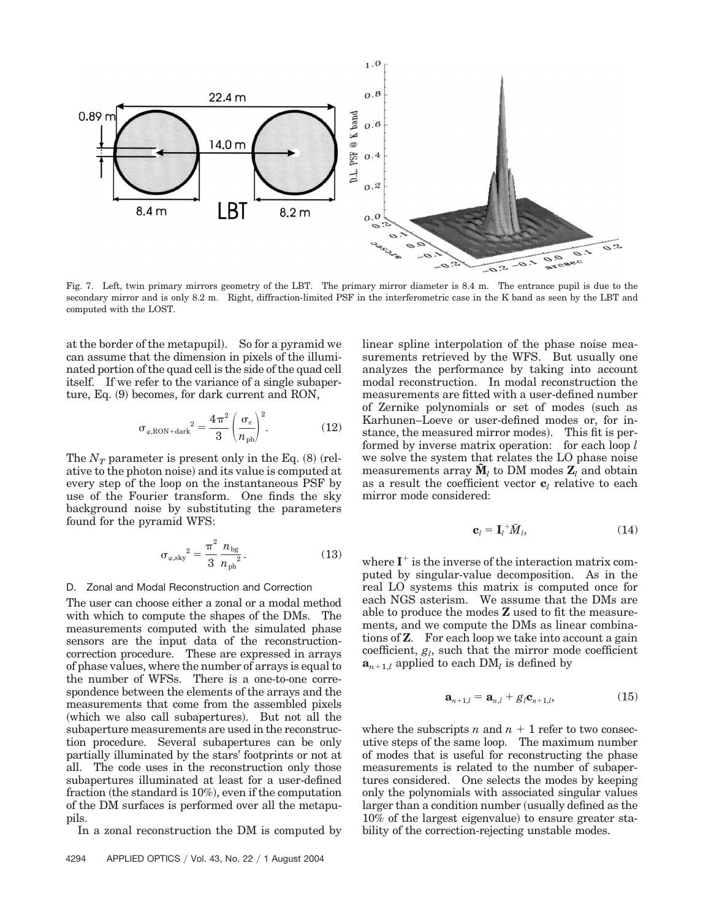Fig. 7. Left, twin primary mirrors geometry of the LBT. The primary mirror diameter is 8.4 m. The entrance pupil is due to the secondary mirror and is only 8.2 m. Right, diffraction-limited PSF in the interferometric case in the K band as seen by the LBT and computed with the LOST.

at the border of the metapupil). So for a pyramid we can assume that the dimension in pixels of the illuminated portion of the quad cell is the side of the quad cell itself. If we refer to the variance of a single subaperture, Eq. (9) becomes, for dark current and RON,

$$\sigma_{\varphi,\mathrm{RON+dark}}{}^2 = \frac{4\pi^2}{3}\left(\frac{\sigma_e}{n_{\mathrm{ph}}}\right)^2. \qquad (12)$$

The $N_T$ parameter is present only in the Eq. (8) (relative to the photon noise) and its value is computed at every step of the loop on the instantaneous PSF by use of the Fourier transform. One finds the sky background noise by substituting the parameters found for the pyramid WFS:

$$\sigma_{\varphi,\mathrm{sky}}{}^2 = \frac{\pi^2}{3}\frac{n_{\mathrm{bg}}}{n_{\mathrm{ph}}{}^2}. \qquad (13)$$

### D. Zonal and Modal Reconstruction and Correction

The user can choose either a zonal or a modal method with which to compute the shapes of the DMs. The measurements computed with the simulated phase sensors are the input data of the reconstruction-correction procedure. These are expressed in arrays of phase values, where the number of arrays is equal to the number of WFSs. There is a one-to-one correspondence between the elements of the arrays and the measurements that come from the assembled pixels (which we also call subapertures). But not all the subaperture measurements are used in the reconstruction procedure. Several subapertures can be only partially illuminated by the stars' footprints or not at all. The code uses in the reconstruction only those subapertures illuminated at least for a user-defined fraction (the standard is 10%), even if the computation of the DM surfaces is performed over all the metapupils.

In a zonal reconstruction the DM is computed by linear spline interpolation of the phase noise measurements retrieved by the WFS. But usually one analyzes the performance by taking into account modal reconstruction. In modal reconstruction the measurements are fitted with a user-defined number of Zernike polynomials or set of modes (such as Karhunen–Loeve or user-defined modes or, for instance, the measured mirror modes). This fit is performed by inverse matrix operation: for each loop $l$ we solve the system that relates the LO phase noise measurements array $\tilde{\mathbf{M}}_l$ to DM modes $\mathbf{Z}_l$ and obtain as a result the coefficient vector $\mathbf{c}_l$ relative to each mirror mode considered:

$$\mathbf{c}_l = \mathbf{I}_l{}^{+}\tilde{M}_l, \qquad (14)$$

where $\mathbf{I}^{+}$ is the inverse of the interaction matrix computed by singular-value decomposition. As in the real LO systems this matrix is computed once for each NGS asterism. We assume that the DMs are able to produce the modes $\mathbf{Z}$ used to fit the measurements, and we compute the DMs as linear combinations of $\mathbf{Z}$. For each loop we take into account a gain coefficient, $g_l$, such that the mirror mode coefficient $\mathbf{a}_{n+1,l}$ applied to each $\mathrm{DM}_l$ is defined by

$$\mathbf{a}_{n+1,l} = \mathbf{a}_{n,l} + g_l\mathbf{c}_{n+1,l}, \qquad (15)$$

where the subscripts $n$ and $n+1$ refer to two consecutive steps of the same loop. The maximum number of modes that is useful for reconstructing the phase measurements is related to the number of subapertures considered. One selects the modes by keeping only the polynomials with associated singular values larger than a condition number (usually defined as the 10% of the largest eigenvalue) to ensure greater stability of the correction-rejecting unstable modes.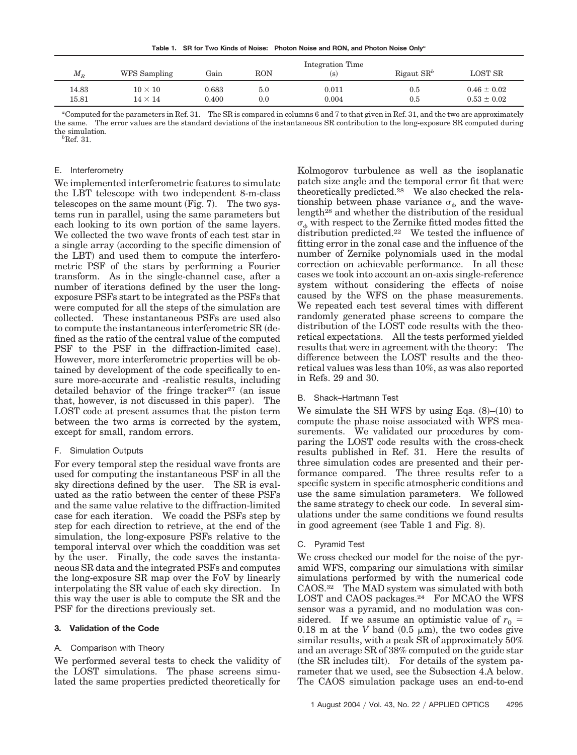**Table 1. SR for Two Kinds of Noise: Photon Noise and RON, and Photon Noise Only[a]**

| $M_R$ | WFS Sampling | Gain | RON | Integration Time (s) | Rigaut SR[b] | LOST SR |
|---|---|---|---|---|---|---|
| 14.83 | $10 \times 10$ | 0.683 | 5.0 | 0.011 | 0.5 | $0.46 \pm 0.02$ |
| 15.81 | $14 \times 14$ | 0.400 | 0.0 | 0.004 | 0.5 | $0.53 \pm 0.02$ |

[a]Computed for the parameters in Ref. 31. The SR is compared in columns 6 and 7 to that given in Ref. 31, and the two are approximately the same. The error values are the standard deviations of the instantaneous SR contribution to the long-exposure SR computed during the simulation.

[b]Ref. 31.

### E. Interferometry

We implemented interferometric features to simulate the LBT telescope with two independent 8-m-class telescopes on the same mount (Fig. 7). The two systems run in parallel, using the same parameters but each looking to its own portion of the same layers. We collected the two wave fronts of each test star in a single array (according to the specific dimension of the LBT) and used them to compute the interferometric PSF of the stars by performing a Fourier transform. As in the single-channel case, after a number of iterations defined by the user the long-exposure PSFs start to be integrated as the PSFs that were computed for all the steps of the simulation are collected. These instantaneous PSFs are used also to compute the instantaneous interferometric SR (defined as the ratio of the central value of the computed PSF to the PSF in the diffraction-limited case). However, more interferometric properties will be obtained by development of the code specifically to ensure more-accurate and -realistic results, including detailed behavior of the fringe tracker[27] (an issue that, however, is not discussed in this paper). The LOST code at present assumes that the piston term between the two arms is corrected by the system, except for small, random errors.

### F. Simulation Outputs

For every temporal step the residual wave fronts are used for computing the instantaneous PSF in all the sky directions defined by the user. The SR is evaluated as the ratio between the center of these PSFs and the same value relative to the diffraction-limited case for each iteration. We coadd the PSFs step by step for each direction to retrieve, at the end of the simulation, the long-exposure PSFs relative to the temporal interval over which the coaddition was set by the user. Finally, the code saves the instantaneous SR data and the integrated PSFs and computes the long-exposure SR map over the FoV by linearly interpolating the SR value of each sky direction. In this way the user is able to compute the SR and the PSF for the directions previously set.

## 3. Validation of the Code

### A. Comparison with Theory

We performed several tests to check the validity of the LOST simulations. The phase screens simulated the same properties predicted theoretically for Kolmogorov turbulence as well as the isoplanatic patch size angle and the temporal error fit that were theoretically predicted.[28] We also checked the relationship between phase variance $\sigma_\phi$ and the wavelength[28] and whether the distribution of the residual $\sigma_\phi$ with respect to the Zernike fitted modes fitted the distribution predicted.[22] We tested the influence of fitting error in the zonal case and the influence of the number of Zernike polynomials used in the modal correction on achievable performance. In all these cases we took into account an on-axis single-reference system without considering the effects of noise caused by the WFS on the phase measurements. We repeated each test several times with different randomly generated phase screens to compare the distribution of the LOST code results with the theoretical expectations. All the tests performed yielded results that were in agreement with the theory: The difference between the LOST results and the theoretical values was less than 10%, as was also reported in Refs. 29 and 30.

### B. Shack–Hartmann Test

We simulate the SH WFS by using Eqs. (8)–(10) to compute the phase noise associated with WFS measurements. We validated our procedures by comparing the LOST code results with the cross-check results published in Ref. 31. Here the results of three simulation codes are presented and their performance compared. The three results refer to a specific system in specific atmospheric conditions and use the same simulation parameters. We followed the same strategy to check our code. In several simulations under the same conditions we found results in good agreement (see Table 1 and Fig. 8).

### C. Pyramid Test

We cross checked our model for the noise of the pyramid WFS, comparing our simulations with similar simulations performed by with the numerical code CAOS.[32] The MAD system was simulated with both LOST and CAOS packages.[24] For MCAO the WFS sensor was a pyramid, and no modulation was considered. If we assume an optimistic value of $r_0 = 0.18$ m at the $V$ band (0.5 μm), the two codes give similar results, with a peak SR of approximately 50% and an average SR of 38% computed on the guide star (the SR includes tilt). For details of the system parameter that we used, see the Subsection 4.A below. The CAOS simulation package uses an end-to-end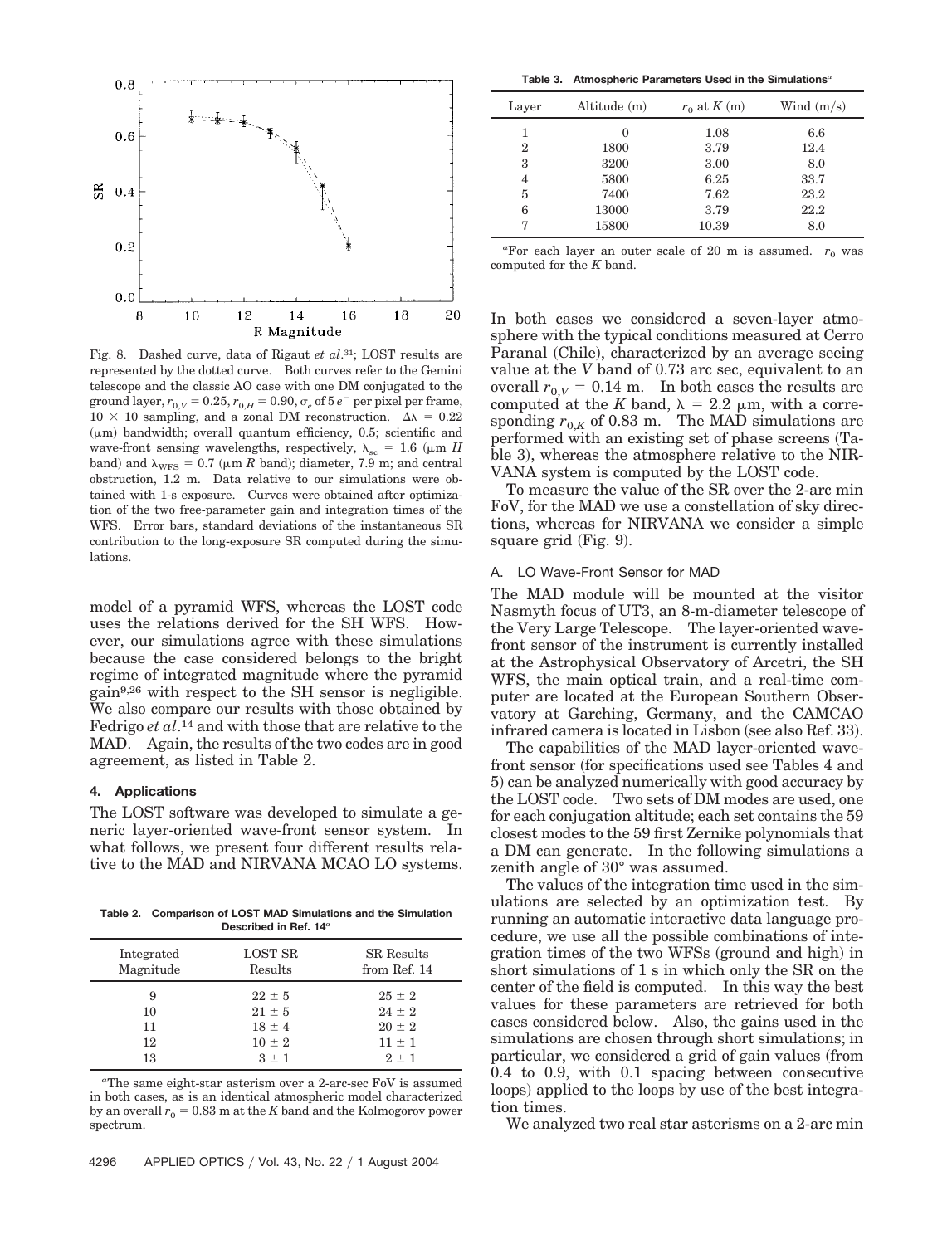Fig. 8. Dashed curve, data of Rigaut *et al*.[31]; LOST results are represented by the dotted curve. Both curves refer to the Gemini telescope and the classic AO case with one DM conjugated to the ground layer, $r_{0,V} = 0.25$, $r_{0,H} = 0.90$, $\sigma_e$ of 5 $e^-$ per pixel per frame, 10 × 10 sampling, and a zonal DM reconstruction. $\Delta\lambda = 0.22$ (μm) bandwidth; overall quantum efficiency, 0.5; scientific and wave-front sensing wavelengths, respectively, $\lambda_{sc} = 1.6$ (μm *H* band) and $\lambda_{WFS} = 0.7$ (μm *R* band); diameter, 7.9 m; and central obstruction, 1.2 m. Data relative to our simulations were obtained with 1-s exposure. Curves were obtained after optimization of the two free-parameter gain and integration times of the WFS. Error bars, standard deviations of the instantaneous SR contribution to the long-exposure SR computed during the simulations.

model of a pyramid WFS, whereas the LOST code uses the relations derived for the SH WFS. However, our simulations agree with these simulations because the case considered belongs to the bright regime of integrated magnitude where the pyramid gain[9,26] with respect to the SH sensor is negligible. We also compare our results with those obtained by Fedrigo *et al*.[14] and with those that are relative to the MAD. Again, the results of the two codes are in good agreement, as listed in Table 2.

## 4. Applications

The LOST software was developed to simulate a generic layer-oriented wave-front sensor system. In what follows, we present four different results relative to the MAD and NIRVANA MCAO LO systems.

**Table 2. Comparison of LOST MAD Simulations and the Simulation Described in Ref. 14**[a]

| Integrated Magnitude | LOST SR Results | SR Results from Ref. 14 |
|---|---|---|
| 9 | 22 ± 5 | 25 ± 2 |
| 10 | 21 ± 5 | 24 ± 2 |
| 11 | 18 ± 4 | 20 ± 2 |
| 12 | 10 ± 2 | 11 ± 1 |
| 13 | 3 ± 1 | 2 ± 1 |

[a]The same eight-star asterism over a 2-arc-sec FoV is assumed in both cases, as is an identical atmospheric model characterized by an overall $r_0 = 0.83$ m at the *K* band and the Kolmogorov power spectrum.

**Table 3. Atmospheric Parameters Used in the Simulations**[a]

| Layer | Altitude (m) | $r_0$ at *K* (m) | Wind (m/s) |
|---|---|---|---|
| 1 | 0 | 1.08 | 6.6 |
| 2 | 1800 | 3.79 | 12.4 |
| 3 | 3200 | 3.00 | 8.0 |
| 4 | 5800 | 6.25 | 33.7 |
| 5 | 7400 | 7.62 | 23.2 |
| 6 | 13000 | 3.79 | 22.2 |
| 7 | 15800 | 10.39 | 8.0 |

[a]For each layer an outer scale of 20 m is assumed. $r_0$ was computed for the *K* band.

In both cases we considered a seven-layer atmosphere with the typical conditions measured at Cerro Paranal (Chile), characterized by an average seeing value at the *V* band of 0.73 arc sec, equivalent to an overall $r_{0,V} = 0.14$ m. In both cases the results are computed at the *K* band, $\lambda = 2.2$ μm, with a corresponding $r_{0,K}$ of 0.83 m. The MAD simulations are performed with an existing set of phase screens (Table 3), whereas the atmosphere relative to the NIRVANA system is computed by the LOST code.

To measure the value of the SR over the 2-arc min FoV, for the MAD we use a constellation of sky directions, whereas for NIRVANA we consider a simple square grid (Fig. 9).

### A. LO Wave-Front Sensor for MAD

The MAD module will be mounted at the visitor Nasmyth focus of UT3, an 8-m-diameter telescope of the Very Large Telescope. The layer-oriented wavefront sensor of the instrument is currently installed at the Astrophysical Observatory of Arcetri, the SH WFS, the main optical train, and a real-time computer are located at the European Southern Observatory at Garching, Germany, and the CAMCAO infrared camera is located in Lisbon (see also Ref. 33).

The capabilities of the MAD layer-oriented wavefront sensor (for specifications used see Tables 4 and 5) can be analyzed numerically with good accuracy by the LOST code. Two sets of DM modes are used, one for each conjugation altitude; each set contains the 59 closest modes to the 59 first Zernike polynomials that a DM can generate. In the following simulations a zenith angle of 30° was assumed.

The values of the integration time used in the simulations are selected by an optimization test. By running an automatic interactive data language procedure, we use all the possible combinations of integration times of the two WFSs (ground and high) in short simulations of 1 s in which only the SR on the center of the field is computed. In this way the best values for these parameters are retrieved for both cases considered below. Also, the gains used in the simulations are chosen through short simulations; in particular, we considered a grid of gain values (from 0.4 to 0.9, with 0.1 spacing between consecutive loops) applied to the loops by use of the best integration times.

We analyzed two real star asterisms on a 2-arc min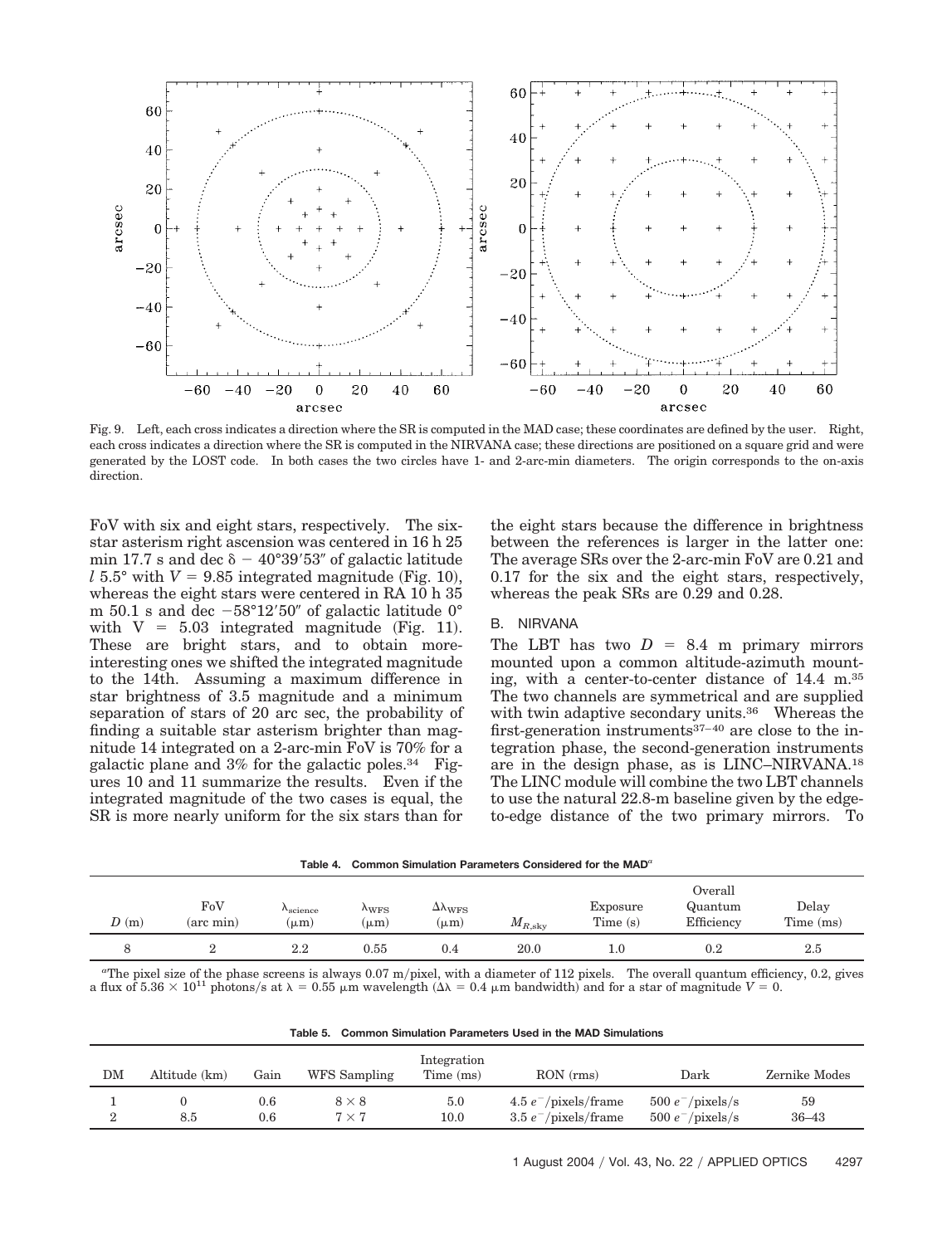Fig. 9. Left, each cross indicates a direction where the SR is computed in the MAD case; these coordinates are defined by the user. Right, each cross indicates a direction where the SR is computed in the NIRVANA case; these directions are positioned on a square grid and were generated by the LOST code. In both cases the two circles have 1- and 2-arc-min diameters. The origin corresponds to the on-axis direction.

FoV with six and eight stars, respectively. The six-star asterism right ascension was centered in 16 h 25 min 17.7 s and dec $\delta - 40°39'53''$ of galactic latitude $l$ 5.5° with $V = 9.85$ integrated magnitude (Fig. 10), whereas the eight stars were centered in RA 10 h 35 m 50.1 s and dec $-58°12'50''$ of galactic latitude 0° with $V = 5.03$ integrated magnitude (Fig. 11). These are bright stars, and to obtain more-interesting ones we shifted the integrated magnitude to the 14th. Assuming a maximum difference in star brightness of 3.5 magnitude and a minimum separation of stars of 20 arc sec, the probability of finding a suitable star asterism brighter than magnitude 14 integrated on a 2-arc-min FoV is 70% for a galactic plane and 3% for the galactic poles.[34] Figures 10 and 11 summarize the results. Even if the integrated magnitude of the two cases is equal, the SR is more nearly uniform for the six stars than for the eight stars because the difference in brightness between the references is larger in the latter one: The average SRs over the 2-arc-min FoV are 0.21 and 0.17 for the six and the eight stars, respectively, whereas the peak SRs are 0.29 and 0.28.

## B. NIRVANA

The LBT has two $D = 8.4$ m primary mirrors mounted upon a common altitude-azimuth mounting, with a center-to-center distance of 14.4 m.[35] The two channels are symmetrical and are supplied with twin adaptive secondary units.[36] Whereas the first-generation instruments[37–40] are close to the integration phase, the second-generation instruments are in the design phase, as is LINC–NIRVANA.[18] The LINC module will combine the two LBT channels to use the natural 22.8-m baseline given by the edge-to-edge distance of the two primary mirrors. To

Table 4. Common Simulation Parameters Considered for the MAD[a]

| $D$ (m) | FoV (arc min) | $\lambda_{science}$ (μm) | $\lambda_{WFS}$ (μm) | $\Delta\lambda_{WFS}$ (μm) | $M_{R,sky}$ | Exposure Time (s) | Overall Quantum Efficiency | Delay Time (ms) |
|---|---|---|---|---|---|---|---|---|
| 8 | 2 | 2.2 | 0.55 | 0.4 | 20.0 | 1.0 | 0.2 | 2.5 |

[a]The pixel size of the phase screens is always 0.07 m/pixel, with a diameter of 112 pixels. The overall quantum efficiency, 0.2, gives a flux of $5.36 \times 10^{11}$ photons/s at $\lambda = 0.55$ μm wavelength ($\Delta\lambda = 0.4$ μm bandwidth) and for a star of magnitude $V = 0$.

Table 5. Common Simulation Parameters Used in the MAD Simulations

| DM | Altitude (km) | Gain | WFS Sampling | Integration Time (ms) | RON (rms) | Dark | Zernike Modes |
|---|---|---|---|---|---|---|---|
| 1 | 0 | 0.6 | $8 \times 8$ | 5.0 | 4.5 $e^-$/pixels/frame | 500 $e^-$/pixels/s | 59 |
| 2 | 8.5 | 0.6 | $7 \times 7$ | 10.0 | 3.5 $e^-$/pixels/frame | 500 $e^-$/pixels/s | 36–43 |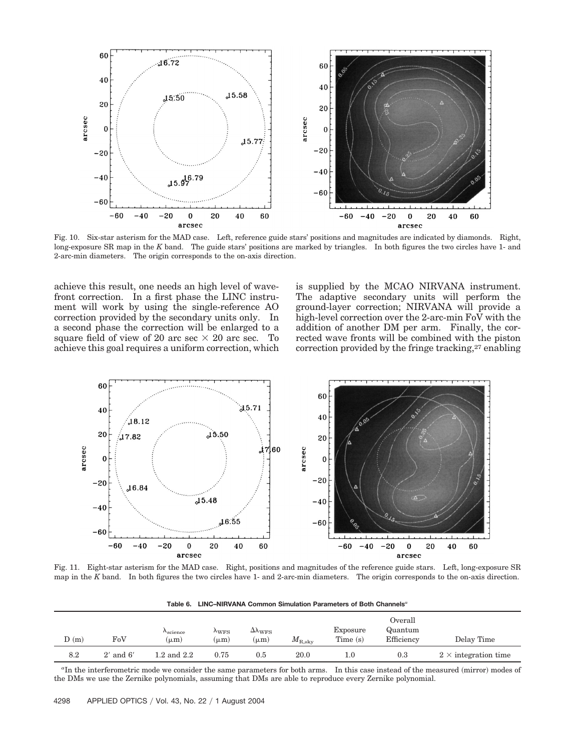Fig. 10. Six-star asterism for the MAD case. Left, reference guide stars' positions and magnitudes are indicated by diamonds. Right, long-exposure SR map in the *K* band. The guide stars' positions are marked by triangles. In both figures the two circles have 1- and 2-arc-min diameters. The origin corresponds to the on-axis direction.

achieve this result, one needs an high level of wavefront correction. In a first phase the LINC instrument will work by using the single-reference AO correction provided by the secondary units only. In a second phase the correction will be enlarged to a square field of view of 20 arc sec × 20 arc sec. To achieve this goal requires a uniform correction, which is supplied by the MCAO NIRVANA instrument. The adaptive secondary units will perform the ground-layer correction; NIRVANA will provide a high-level correction over the 2-arc-min FoV with the addition of another DM per arm. Finally, the corrected wave fronts will be combined with the piston correction provided by the fringe tracking,[27] enabling

Fig. 11. Eight-star asterism for the MAD case. Right, positions and magnitudes of the reference guide stars. Left, long-exposure SR map in the *K* band. In both figures the two circles have 1- and 2-arc-min diameters. The origin corresponds to the on-axis direction.

**Table 6. LINC–NIRVANA Common Simulation Parameters of Both Channels[a]**

| D (m) | FoV | $\lambda_{\text{science}}$ (μm) | $\lambda_{\text{WFS}}$ (μm) | $\Delta\lambda_{\text{WFS}}$ (μm) | $M_{\text{R,sky}}$ | Exposure Time (s) | Overall Quantum Efficiency | Delay Time |
|---|---|---|---|---|---|---|---|---|
| 8.2 | 2′ and 6′ | 1.2 and 2.2 | 0.75 | 0.5 | 20.0 | 1.0 | 0.3 | 2 × integration time |

[a]In the interferometric mode we consider the same parameters for both arms. In this case instead of the measured (mirror) modes of the DMs we use the Zernike polynomials, assuming that DMs are able to reproduce every Zernike polynomial.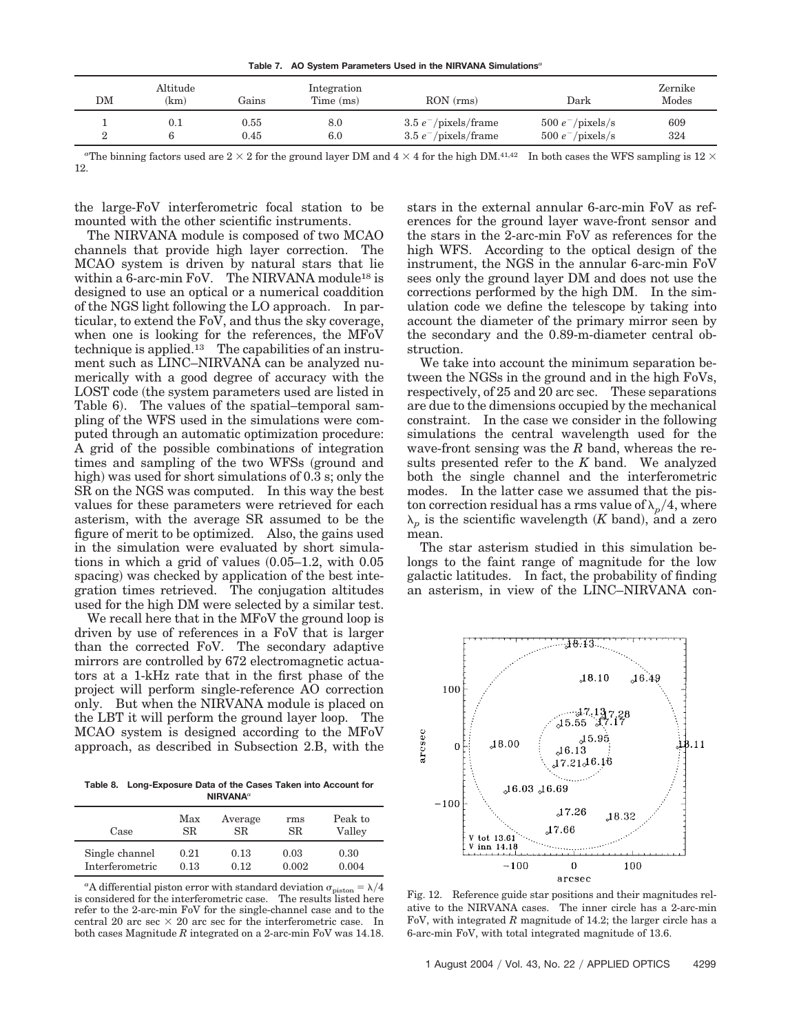**Table 7. AO System Parameters Used in the NIRVANA Simulations[a]**

| DM | Altitude (km) | Gains | Integration Time (ms) | RON (rms) | Dark | Zernike Modes |
|---|---|---|---|---|---|---|
| 1 | 0.1 | 0.55 | 8.0 | 3.5 $e^-$/pixels/frame | 500 $e^-$/pixels/s | 609 |
| 2 | 6 | 0.45 | 6.0 | 3.5 $e^-$/pixels/frame | 500 $e^-$/pixels/s | 324 |

[a]The binning factors used are 2 × 2 for the ground layer DM and 4 × 4 for the high DM.[41,42] In both cases the WFS sampling is 12 × 12.

the large-FoV interferometric focal station to be mounted with the other scientific instruments.

The NIRVANA module is composed of two MCAO channels that provide high layer correction. The MCAO system is driven by natural stars that lie within a 6-arc-min FoV. The NIRVANA module[18] is designed to use an optical or a numerical coaddition of the NGS light following the LO approach. In particular, to extend the FoV, and thus the sky coverage, when one is looking for the references, the MFoV technique is applied.[13] The capabilities of an instrument such as LINC–NIRVANA can be analyzed numerically with a good degree of accuracy with the LOST code (the system parameters used are listed in Table 6). The values of the spatial–temporal sampling of the WFS used in the simulations were computed through an automatic optimization procedure: A grid of the possible combinations of integration times and sampling of the two WFSs (ground and high) was used for short simulations of 0.3 s; only the SR on the NGS was computed. In this way the best values for these parameters were retrieved for each asterism, with the average SR assumed to be the figure of merit to be optimized. Also, the gains used in the simulation were evaluated by short simulations in which a grid of values (0.05–1.2, with 0.05 spacing) was checked by application of the best integration times retrieved. The conjugation altitudes used for the high DM were selected by a similar test.

We recall here that in the MFoV the ground loop is driven by use of references in a FoV that is larger than the corrected FoV. The secondary adaptive mirrors are controlled by 672 electromagnetic actuators at a 1-kHz rate that in the first phase of the project will perform single-reference AO correction only. But when the NIRVANA module is placed on the LBT it will perform the ground layer loop. The MCAO system is designed according to the MFoV approach, as described in Subsection 2.B, with the stars in the external annular 6-arc-min FoV as references for the ground layer wave-front sensor and the stars in the 2-arc-min FoV as references for the high WFS. According to the optical design of the instrument, the NGS in the annular 6-arc-min FoV sees only the ground layer DM and does not use the corrections performed by the high DM. In the simulation code we define the telescope by taking into account the diameter of the primary mirror seen by the secondary and the 0.89-m-diameter central obstruction.

We take into account the minimum separation between the NGSs in the ground and in the high FoVs, respectively, of 25 and 20 arc sec. These separations are due to the dimensions occupied by the mechanical constraint. In the case we consider in the following simulations the central wavelength used for the wave-front sensing was the *R* band, whereas the results presented refer to the *K* band. We analyzed both the single channel and the interferometric modes. In the latter case we assumed that the piston correction residual has a rms value of $\lambda_p/4$, where $\lambda_p$ is the scientific wavelength (*K* band), and a zero mean.

The star asterism studied in this simulation belongs to the faint range of magnitude for the low galactic latitudes. In fact, the probability of finding an asterism, in view of the LINC–NIRVANA con-

**Table 8. Long-Exposure Data of the Cases Taken into Account for NIRVANA[a]**

| Case | Max SR | Average SR | rms SR | Peak to Valley |
|---|---|---|---|---|
| Single channel | 0.21 | 0.13 | 0.03 | 0.30 |
| Interferometric | 0.13 | 0.12 | 0.002 | 0.004 |

[a]A differential piston error with standard deviation $\sigma_{\text{piston}} = \lambda/4$ is considered for the interferometric case. The results listed here refer to the 2-arc-min FoV for the single-channel case and to the central 20 arc sec × 20 arc sec for the interferometric case. In both cases Magnitude *R* integrated on a 2-arc-min FoV was 14.18.

Fig. 12. Reference guide star positions and their magnitudes relative to the NIRVANA cases. The inner circle has a 2-arc-min FoV, with integrated *R* magnitude of 14.2; the larger circle has a 6-arc-min FoV, with total integrated magnitude of 13.6.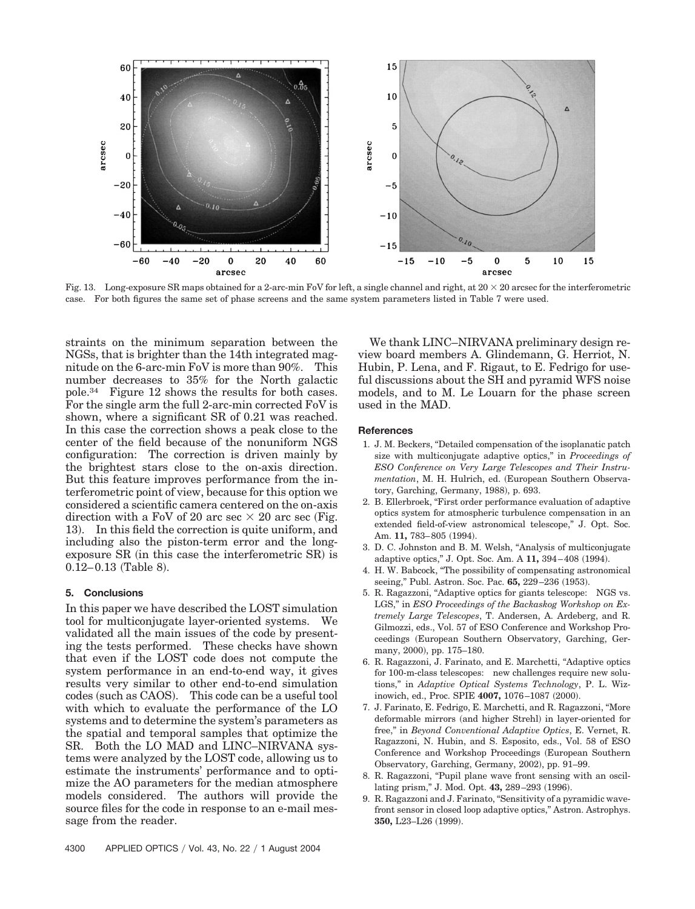Fig. 13. Long-exposure SR maps obtained for a 2-arc-min FoV for left, a single channel and right, at $20 \times 20$ arcsec for the interferometric case. For both figures the same set of phase screens and the same system parameters listed in Table 7 were used.

straints on the minimum separation between the NGSs, that is brighter than the 14th integrated magnitude on the 6-arc-min FoV is more than 90%. This number decreases to 35% for the North galactic pole.[34] Figure 12 shows the results for both cases. For the single arm the full 2-arc-min corrected FoV is shown, where a significant SR of 0.21 was reached. In this case the correction shows a peak close to the center of the field because of the nonuniform NGS configuration: The correction is driven mainly by the brightest stars close to the on-axis direction. But this feature improves performance from the interferometric point of view, because for this option we considered a scientific camera centered on the on-axis direction with a FoV of 20 arc sec × 20 arc sec (Fig. 13). In this field the correction is quite uniform, and including also the piston-term error and the long-exposure SR (in this case the interferometric SR) is 0.12–0.13 (Table 8).

## 5. Conclusions

In this paper we have described the LOST simulation tool for multiconjugate layer-oriented systems. We validated all the main issues of the code by presenting the tests performed. These checks have shown that even if the LOST code does not compute the system performance in an end-to-end way, it gives results very similar to other end-to-end simulation codes (such as CAOS). This code can be a useful tool with which to evaluate the performance of the LO systems and to determine the system's parameters as the spatial and temporal samples that optimize the SR. Both the LO MAD and LINC–NIRVANA systems were analyzed by the LOST code, allowing us to estimate the instruments' performance and to optimize the AO parameters for the median atmosphere models considered. The authors will provide the source files for the code in response to an e-mail message from the reader.

We thank LINC–NIRVANA preliminary design review board members A. Glindemann, G. Herriot, N. Hubin, P. Lena, and F. Rigaut, to E. Fedrigo for useful discussions about the SH and pyramid WFS noise models, and to M. Le Louarn for the phase screen used in the MAD.

## References

1. J. M. Beckers, "Detailed compensation of the isoplanatic patch size with multiconjugate adaptive optics," in *Proceedings of ESO Conference on Very Large Telescopes and Their Instrumentation*, M. H. Hulrich, ed. (European Southern Observatory, Garching, Germany, 1988), p. 693.
2. B. Ellerbroek, "First order performance evaluation of adaptive optics system for atmospheric turbulence compensation in an extended field-of-view astronomical telescope," J. Opt. Soc. Am. **11,** 783–805 (1994).
3. D. C. Johnston and B. M. Welsh, "Analysis of multiconjugate adaptive optics," J. Opt. Soc. Am. A **11,** 394–408 (1994).
4. H. W. Babcock, "The possibility of compensating astronomical seeing," Publ. Astron. Soc. Pac. **65,** 229–236 (1953).
5. R. Ragazzoni, "Adaptive optics for giants telescope: NGS vs. LGS," in *ESO Proceedings of the Backaskog Workshop on Extremely Large Telescopes*, T. Andersen, A. Ardeberg, and R. Gilmozzi, eds., Vol. 57 of ESO Conference and Workshop Proceedings (European Southern Observatory, Garching, Germany, 2000), pp. 175–180.
6. R. Ragazzoni, J. Farinato, and E. Marchetti, "Adaptive optics for 100-m-class telescopes: new challenges require new solutions," in *Adaptive Optical Systems Technology*, P. L. Wizinowich, ed., Proc. SPIE **4007,** 1076–1087 (2000).
7. J. Farinato, E. Fedrigo, E. Marchetti, and R. Ragazzoni, "More deformable mirrors (and higher Strehl) in layer-oriented for free," in *Beyond Conventional Adaptive Optics*, E. Vernet, R. Ragazzoni, N. Hubin, and S. Esposito, eds., Vol. 58 of ESO Conference and Workshop Proceedings (European Southern Observatory, Garching, Germany, 2002), pp. 91–99.
8. R. Ragazzoni, "Pupil plane wave front sensing with an oscillating prism," J. Mod. Opt. **43,** 289–293 (1996).
9. R. Ragazzoni and J. Farinato, "Sensitivity of a pyramidic wavefront sensor in closed loop adaptive optics," Astron. Astrophys. **350,** L23–L26 (1999).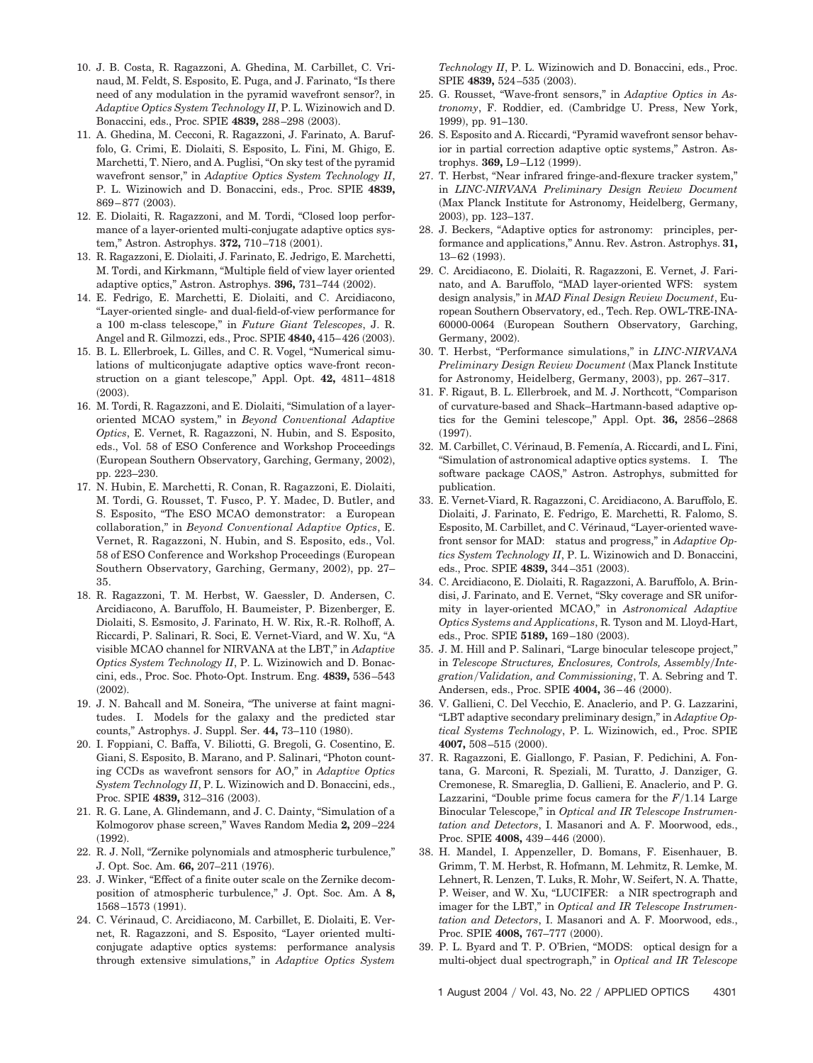10. J. B. Costa, R. Ragazzoni, A. Ghedina, M. Carbillet, C. Vrinaud, M. Feldt, S. Esposito, E. Puga, and J. Farinato, "Is there need of any modulation in the pyramid wavefront sensor?, in *Adaptive Optics System Technology II*, P. L. Wizinowich and D. Bonaccini, eds., Proc. SPIE **4839,** 288–298 (2003).
11. A. Ghedina, M. Cecconi, R. Ragazzoni, J. Farinato, A. Baruffolo, G. Crimi, E. Diolaiti, S. Esposito, L. Fini, M. Ghigo, E. Marchetti, T. Niero, and A. Puglisi, "On sky test of the pyramid wavefront sensor," in *Adaptive Optics System Technology II*, P. L. Wizinowich and D. Bonaccini, eds., Proc. SPIE **4839,** 869–877 (2003).
12. E. Diolaiti, R. Ragazzoni, and M. Tordi, "Closed loop performance of a layer-oriented multi-conjugate adaptive optics system," Astron. Astrophys. **372,** 710–718 (2001).
13. R. Ragazzoni, E. Diolaiti, J. Farinato, E. Jedrigo, E. Marchetti, M. Tordi, and Kirkmann, "Multiple field of view layer oriented adaptive optics," Astron. Astrophys. **396,** 731–744 (2002).
14. E. Fedrigo, E. Marchetti, E. Diolaiti, and C. Arcidiacono, "Layer-oriented single- and dual-field-of-view performance for a 100 m-class telescope," in *Future Giant Telescopes*, J. R. Angel and R. Gilmozzi, eds., Proc. SPIE **4840,** 415–426 (2003).
15. B. L. Ellerbroek, L. Gilles, and C. R. Vogel, "Numerical simulations of multiconjugate adaptive optics wave-front reconstruction on a giant telescope," Appl. Opt. **42,** 4811–4818 (2003).
16. M. Tordi, R. Ragazzoni, and E. Diolaiti, "Simulation of a layer-oriented MCAO system," in *Beyond Conventional Adaptive Optics*, E. Vernet, R. Ragazzoni, N. Hubin, and S. Esposito, eds., Vol. 58 of ESO Conference and Workshop Proceedings (European Southern Observatory, Garching, Germany, 2002), pp. 223–230.
17. N. Hubin, E. Marchetti, R. Conan, R. Ragazzoni, E. Diolaiti, M. Tordi, G. Rousset, T. Fusco, P. Y. Madec, D. Butler, and S. Esposito, "The ESO MCAO demonstrator: a European collaboration," in *Beyond Conventional Adaptive Optics*, E. Vernet, R. Ragazzoni, N. Hubin, and S. Esposito, eds., Vol. 58 of ESO Conference and Workshop Proceedings (European Southern Observatory, Garching, Germany, 2002), pp. 27–35.
18. R. Ragazzoni, T. M. Herbst, W. Gaessler, D. Andersen, C. Arcidiacono, A. Baruffolo, H. Baumeister, P. Bizenberger, E. Diolaiti, S. Esmosito, J. Farinato, H. W. Rix, R.-R. Rolhoff, A. Riccardi, P. Salinari, R. Soci, E. Vernet-Viard, and W. Xu, "A visible MCAO channel for NIRVANA at the LBT," in *Adaptive Optics System Technology II*, P. L. Wizinowich and D. Bonaccini, eds., Proc. Soc. Photo-Opt. Instrum. Eng. **4839,** 536–543 (2002).
19. J. N. Bahcall and M. Soneira, "The universe at faint magnitudes. I. Models for the galaxy and the predicted star counts," Astrophys. J. Suppl. Ser. **44,** 73–110 (1980).
20. I. Foppiani, C. Baffa, V. Biliotti, G. Bregoli, G. Cosentino, E. Giani, S. Esposito, B. Marano, and P. Salinari, "Photon counting CCDs as wavefront sensors for AO," in *Adaptive Optics System Technology II*, P. L. Wizinowich and D. Bonaccini, eds., Proc. SPIE **4839,** 312–316 (2003).
21. R. G. Lane, A. Glindemann, and J. C. Dainty, "Simulation of a Kolmogorov phase screen," Waves Random Media **2,** 209–224 (1992).
22. R. J. Noll, "Zernike polynomials and atmospheric turbulence," J. Opt. Soc. Am. **66,** 207–211 (1976).
23. J. Winker, "Effect of a finite outer scale on the Zernike decomposition of atmospheric turbulence," J. Opt. Soc. Am. A **8,** 1568–1573 (1991).
24. C. Vérinaud, C. Arcidiacono, M. Carbillet, E. Diolaiti, E. Vernet, R. Ragazzoni, and S. Esposito, "Layer oriented multi-conjugate adaptive optics systems: performance analysis through extensive simulations," in *Adaptive Optics System Technology II*, P. L. Wizinowich and D. Bonaccini, eds., Proc. SPIE **4839,** 524–535 (2003).
25. G. Rousset, "Wave-front sensors," in *Adaptive Optics in Astronomy*, F. Roddier, ed. (Cambridge U. Press, New York, 1999), pp. 91–130.
26. S. Esposito and A. Riccardi, "Pyramid wavefront sensor behavior in partial correction adaptive optic systems," Astron. Astrophys. **369,** L9–L12 (1999).
27. T. Herbst, "Near infrared fringe-and-flexure tracker system," in *LINC-NIRVANA Preliminary Design Review Document* (Max Planck Institute for Astronomy, Heidelberg, Germany, 2003), pp. 123–137.
28. J. Beckers, "Adaptive optics for astronomy: principles, performance and applications," Annu. Rev. Astron. Astrophys. **31,** 13–62 (1993).
29. C. Arcidiacono, E. Diolaiti, R. Ragazzoni, E. Vernet, J. Farinato, and A. Baruffolo, "MAD layer-oriented WFS: system design analysis," in *MAD Final Design Review Document*, European Southern Observatory, ed., Tech. Rep. OWL-TRE-INA-60000-0064 (European Southern Observatory, Garching, Germany, 2002).
30. T. Herbst, "Performance simulations," in *LINC-NIRVANA Preliminary Design Review Document* (Max Planck Institute for Astronomy, Heidelberg, Germany, 2003), pp. 267–317.
31. F. Rigaut, B. L. Ellerbroek, and M. J. Northcott, "Comparison of curvature-based and Shack–Hartmann-based adaptive optics for the Gemini telescope," Appl. Opt. **36,** 2856–2868 (1997).
32. M. Carbillet, C. Vérinaud, B. Femenía, A. Riccardi, and L. Fini, "Simulation of astronomical adaptive optics systems. I. The software package CAOS," Astron. Astrophys, submitted for publication.
33. E. Vernet-Viard, R. Ragazzoni, C. Arcidiacono, A. Baruffolo, E. Diolaiti, J. Farinato, E. Fedrigo, E. Marchetti, R. Falomo, S. Esposito, M. Carbillet, and C. Vérinaud, "Layer-oriented wavefront sensor for MAD: status and progress," in *Adaptive Optics System Technology II*, P. L. Wizinowich and D. Bonaccini, eds., Proc. SPIE **4839,** 344–351 (2003).
34. C. Arcidiacono, E. Diolaiti, R. Ragazzoni, A. Baruffolo, A. Brindisi, J. Farinato, and E. Vernet, "Sky coverage and SR uniformity in layer-oriented MCAO," in *Astronomical Adaptive Optics Systems and Applications*, R. Tyson and M. Lloyd-Hart, eds., Proc. SPIE **5189,** 169–180 (2003).
35. J. M. Hill and P. Salinari, "Large binocular telescope project," in *Telescope Structures, Enclosures, Controls, Assembly/Integration/Validation, and Commissioning*, T. A. Sebring and T. Andersen, eds., Proc. SPIE **4004,** 36–46 (2000).
36. V. Gallieni, C. Del Vecchio, E. Anaclerio, and P. G. Lazzarini, "LBT adaptive secondary preliminary design," in *Adaptive Optical Systems Technology*, P. L. Wizinowich, ed., Proc. SPIE **4007,** 508–515 (2000).
37. R. Ragazzoni, E. Giallongo, F. Pasian, F. Pedichini, A. Fontana, G. Marconi, R. Speziali, M. Turatto, J. Danziger, G. Cremonese, R. Smareglia, D. Gallieni, E. Anaclerio, and P. G. Lazzarini, "Double prime focus camera for the $F/1.14$ Large Binocular Telescope," in *Optical and IR Telescope Instrumentation and Detectors*, I. Masanori and A. F. Moorwood, eds., Proc. SPIE **4008,** 439–446 (2000).
38. H. Mandel, I. Appenzeller, D. Bomans, F. Eisenhauer, B. Grimm, T. M. Herbst, R. Hofmann, M. Lehmitz, R. Lemke, M. Lehnert, R. Lenzen, T. Luks, R. Mohr, W. Seifert, N. A. Thatte, P. Weiser, and W. Xu, "LUCIFER: a NIR spectrograph and imager for the LBT," in *Optical and IR Telescope Instrumentation and Detectors*, I. Masanori and A. F. Moorwood, eds., Proc. SPIE **4008,** 767–777 (2000).
39. P. L. Byard and T. P. O'Brien, "MODS: optical design for a multi-object dual spectrograph," in *Optical and IR Telescope*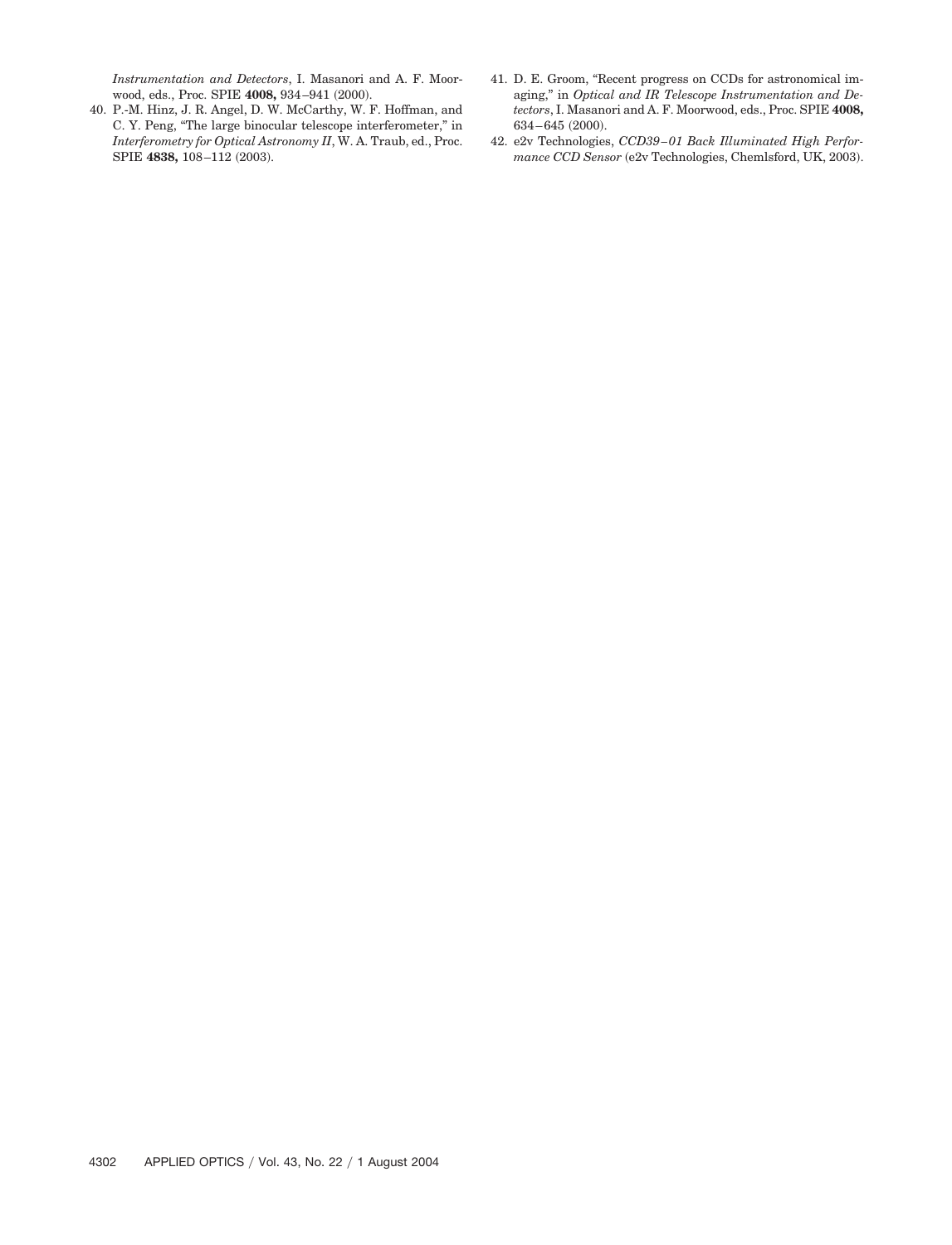*Instrumentation and Detectors*, I. Masanori and A. F. Moorwood, eds., Proc. SPIE **4008,** 934–941 (2000).

40. P.-M. Hinz, J. R. Angel, D. W. McCarthy, W. F. Hoffman, and C. Y. Peng, "The large binocular telescope interferometer," in *Interferometry for Optical Astronomy II*, W. A. Traub, ed., Proc. SPIE **4838,** 108–112 (2003).
41. D. E. Groom, "Recent progress on CCDs for astronomical imaging," in *Optical and IR Telescope Instrumentation and Detectors*, I. Masanori and A. F. Moorwood, eds., Proc. SPIE **4008,** 634–645 (2000).
42. e2v Technologies, *CCD39–01 Back Illuminated High Performance CCD Sensor* (e2v Technologies, Chemlsford, UK, 2003).